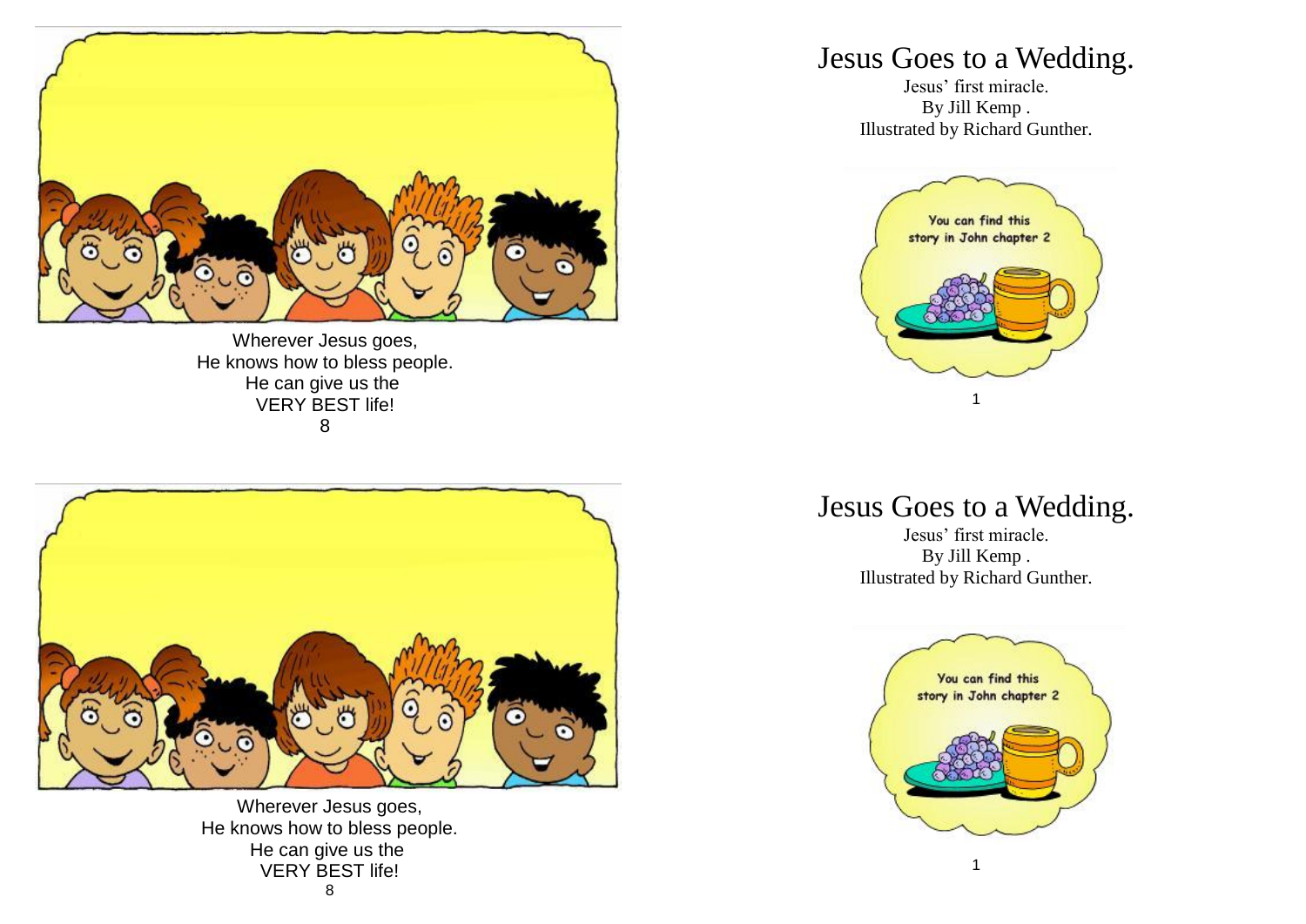Wherever Jesus goes,
He knows how to bless people.
He can give us the
VERY BEST life!

# Jesus Goes to a Wedding.

Jesus' first miracle.
By Jill Kemp .
Illustrated by Richard Gunther.

You can find this story in John chapter 2

Wherever Jesus goes,
He knows how to bless people.
He can give us the
VERY BEST life!

# Jesus Goes to a Wedding.

Jesus' first miracle.
By Jill Kemp .
Illustrated by Richard Gunther.

You can find this story in John chapter 2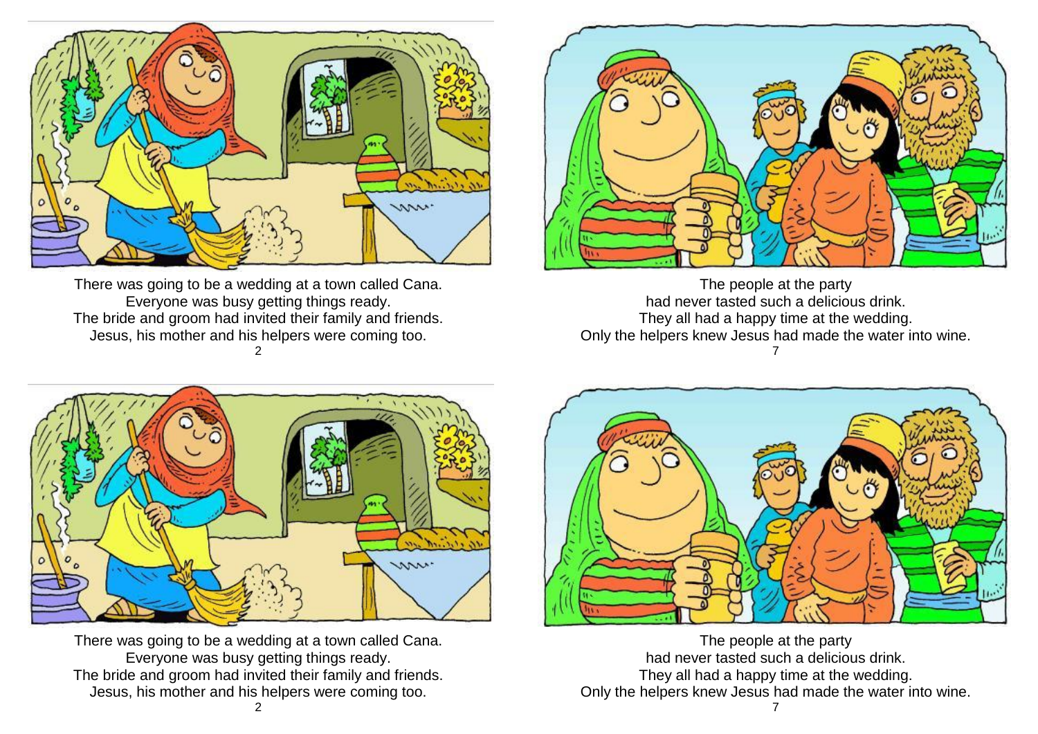There was going to be a wedding at a town called Cana.
Everyone was busy getting things ready.
The bride and groom had invited their family and friends.
Jesus, his mother and his helpers were coming too.

The people at the party
had never tasted such a delicious drink.
They all had a happy time at the wedding.
Only the helpers knew Jesus had made the water into wine.

There was going to be a wedding at a town called Cana.
Everyone was busy getting things ready.
The bride and groom had invited their family and friends.
Jesus, his mother and his helpers were coming too.

The people at the party
had never tasted such a delicious drink.
They all had a happy time at the wedding.
Only the helpers knew Jesus had made the water into wine.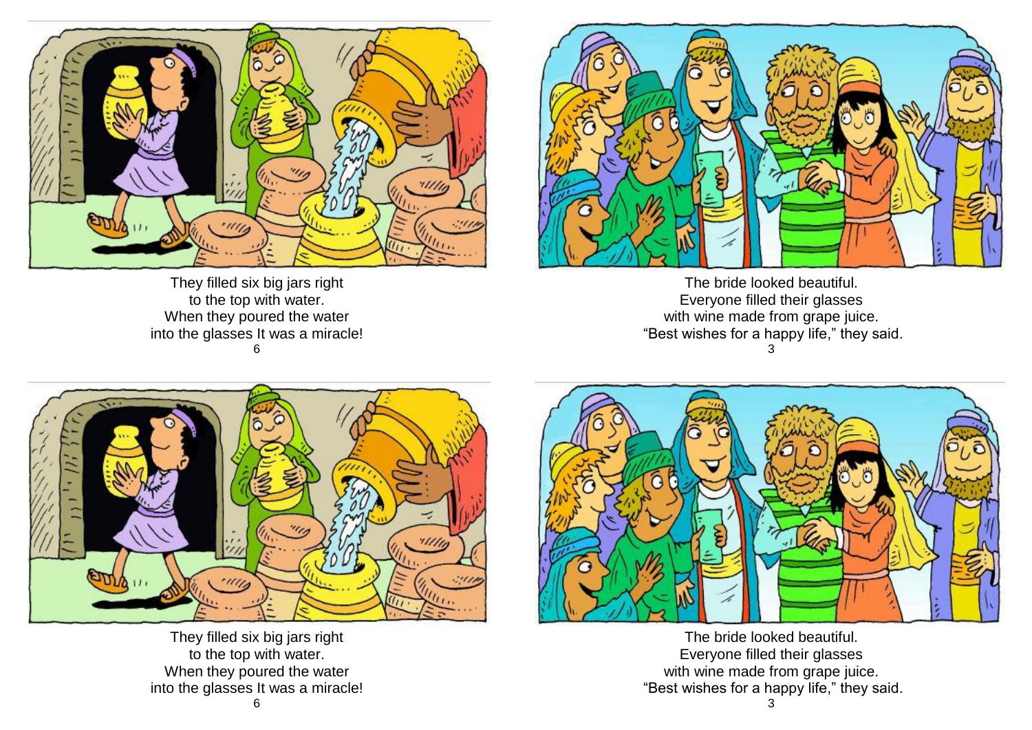They filled six big jars right
to the top with water.
When they poured the water
into the glasses It was a miracle!

The bride looked beautiful.
Everyone filled their glasses
with wine made from grape juice.
"Best wishes for a happy life," they said.

They filled six big jars right
to the top with water.
When they poured the water
into the glasses It was a miracle!

The bride looked beautiful.
Everyone filled their glasses
with wine made from grape juice.
"Best wishes for a happy life," they said.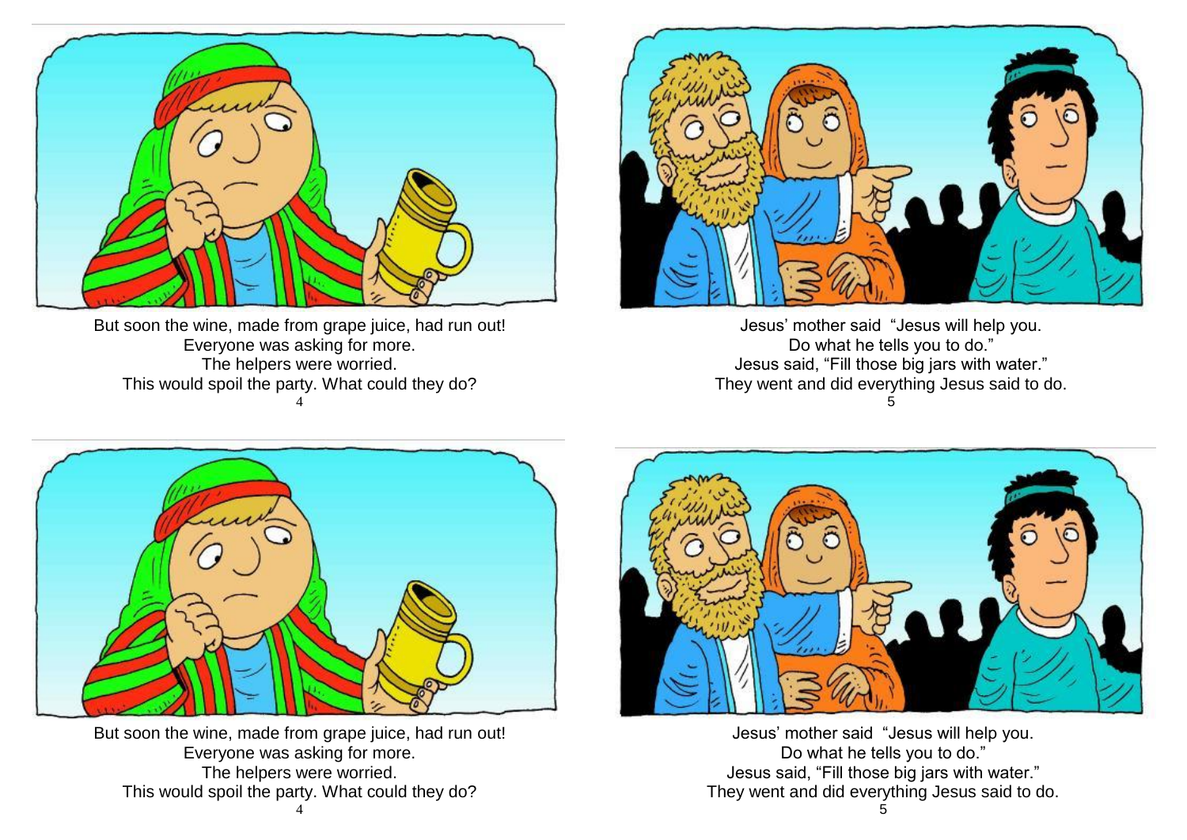But soon the wine, made from grape juice, had run out!
Everyone was asking for more.
The helpers were worried.
This would spoil the party. What could they do?

Jesus' mother said "Jesus will help you.
Do what he tells you to do."
Jesus said, "Fill those big jars with water."
They went and did everything Jesus said to do.

But soon the wine, made from grape juice, had run out!
Everyone was asking for more.
The helpers were worried.
This would spoil the party. What could they do?

Jesus' mother said "Jesus will help you.
Do what he tells you to do."
Jesus said, "Fill those big jars with water."
They went and did everything Jesus said to do.